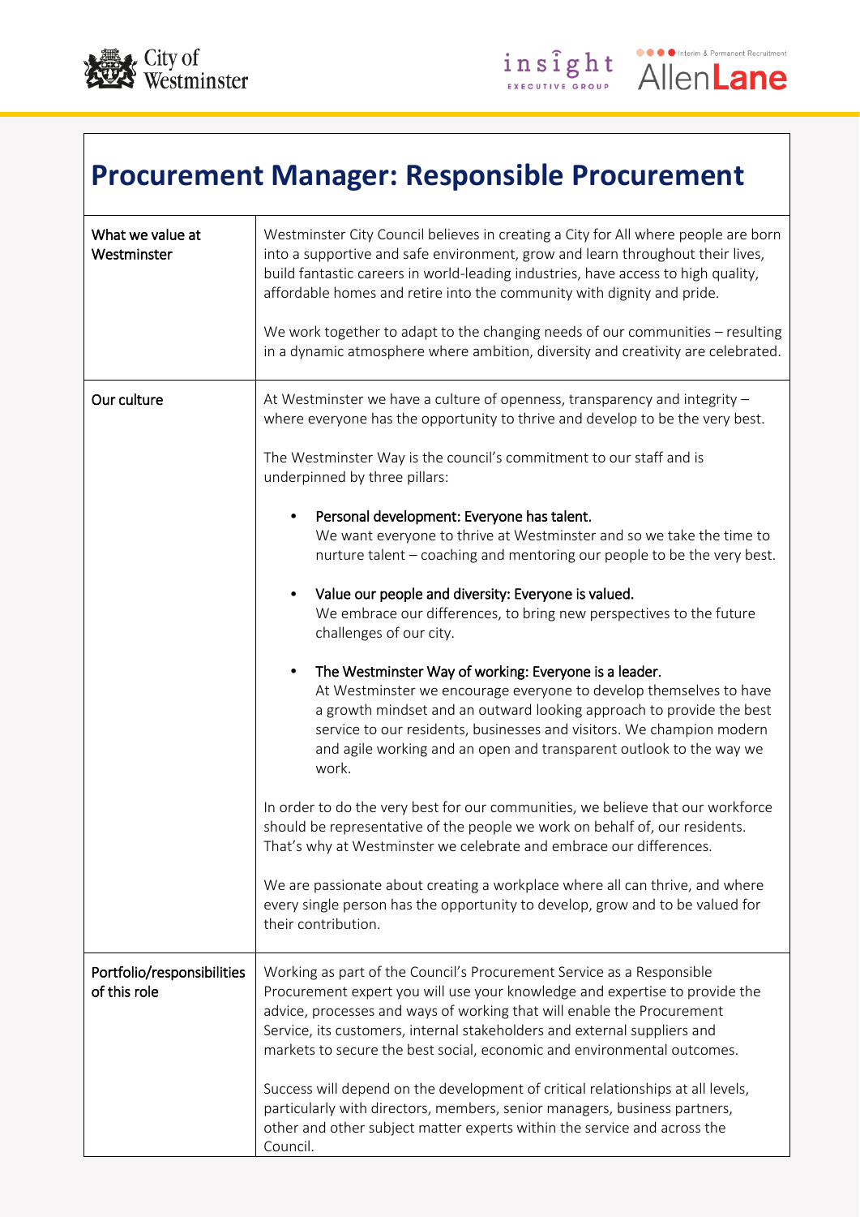# Procurement Manager: Responsible Procurement

| | |
|---|---|
| What we value at Westminster | Westminster City Council believes in creating a City for All where people are born into a supportive and safe environment, grow and learn throughout their lives, build fantastic careers in world-leading industries, have access to high quality, affordable homes and retire into the community with dignity and pride.<br><br>We work together to adapt to the changing needs of our communities – resulting in a dynamic atmosphere where ambition, diversity and creativity are celebrated. |
| Our culture | At Westminster we have a culture of openness, transparency and integrity – where everyone has the opportunity to thrive and develop to be the very best.<br><br>The Westminster Way is the council's commitment to our staff and is underpinned by three pillars:<br><br>• Personal development: Everyone has talent. We want everyone to thrive at Westminster and so we take the time to nurture talent – coaching and mentoring our people to be the very best.<br><br>• Value our people and diversity: Everyone is valued. We embrace our differences, to bring new perspectives to the future challenges of our city.<br><br>• The Westminster Way of working: Everyone is a leader. At Westminster we encourage everyone to develop themselves to have a growth mindset and an outward looking approach to provide the best service to our residents, businesses and visitors. We champion modern and agile working and an open and transparent outlook to the way we work.<br><br>In order to do the very best for our communities, we believe that our workforce should be representative of the people we work on behalf of, our residents. That's why at Westminster we celebrate and embrace our differences.<br><br>We are passionate about creating a workplace where all can thrive, and where every single person has the opportunity to develop, grow and to be valued for their contribution. |
| Portfolio/responsibilities of this role | Working as part of the Council's Procurement Service as a Responsible Procurement expert you will use your knowledge and expertise to provide the advice, processes and ways of working that will enable the Procurement Service, its customers, internal stakeholders and external suppliers and markets to secure the best social, economic and environmental outcomes.<br><br>Success will depend on the development of critical relationships at all levels, particularly with directors, members, senior managers, business partners, other and other subject matter experts within the service and across the Council. |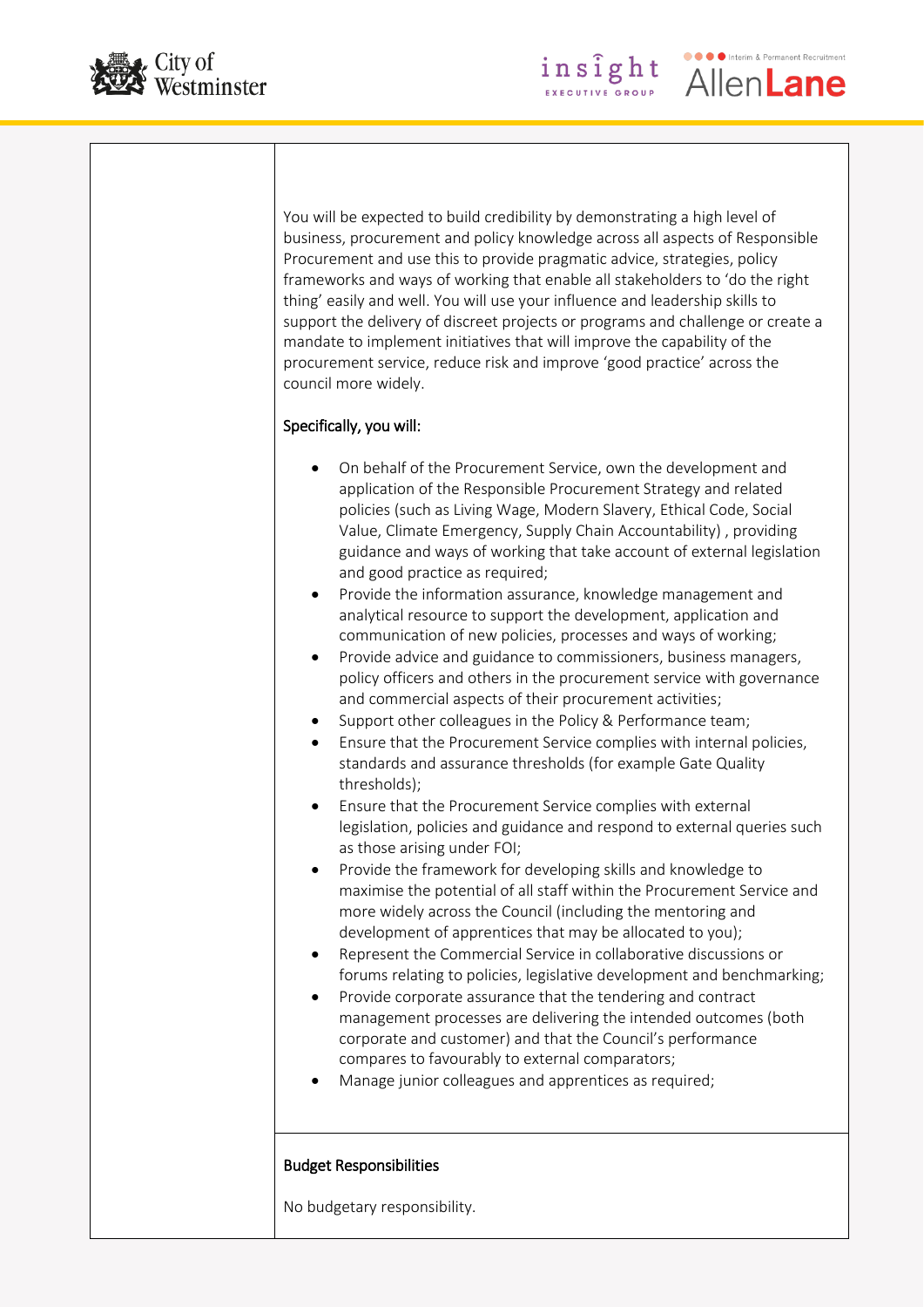You will be expected to build credibility by demonstrating a high level of business, procurement and policy knowledge across all aspects of Responsible Procurement and use this to provide pragmatic advice, strategies, policy frameworks and ways of working that enable all stakeholders to 'do the right thing' easily and well. You will use your influence and leadership skills to support the delivery of discreet projects or programs and challenge or create a mandate to implement initiatives that will improve the capability of the procurement service, reduce risk and improve 'good practice' across the council more widely.

Specifically, you will:

- On behalf of the Procurement Service, own the development and application of the Responsible Procurement Strategy and related policies (such as Living Wage, Modern Slavery, Ethical Code, Social Value, Climate Emergency, Supply Chain Accountability) , providing guidance and ways of working that take account of external legislation and good practice as required;
- Provide the information assurance, knowledge management and analytical resource to support the development, application and communication of new policies, processes and ways of working;
- Provide advice and guidance to commissioners, business managers, policy officers and others in the procurement service with governance and commercial aspects of their procurement activities;
- Support other colleagues in the Policy & Performance team;
- Ensure that the Procurement Service complies with internal policies, standards and assurance thresholds (for example Gate Quality thresholds);
- Ensure that the Procurement Service complies with external legislation, policies and guidance and respond to external queries such as those arising under FOI;
- Provide the framework for developing skills and knowledge to maximise the potential of all staff within the Procurement Service and more widely across the Council (including the mentoring and development of apprentices that may be allocated to you);
- Represent the Commercial Service in collaborative discussions or forums relating to policies, legislative development and benchmarking;
- Provide corporate assurance that the tendering and contract management processes are delivering the intended outcomes (both corporate and customer) and that the Council's performance compares to favourably to external comparators;
- Manage junior colleagues and apprentices as required;

**Budget Responsibilities**

No budgetary responsibility.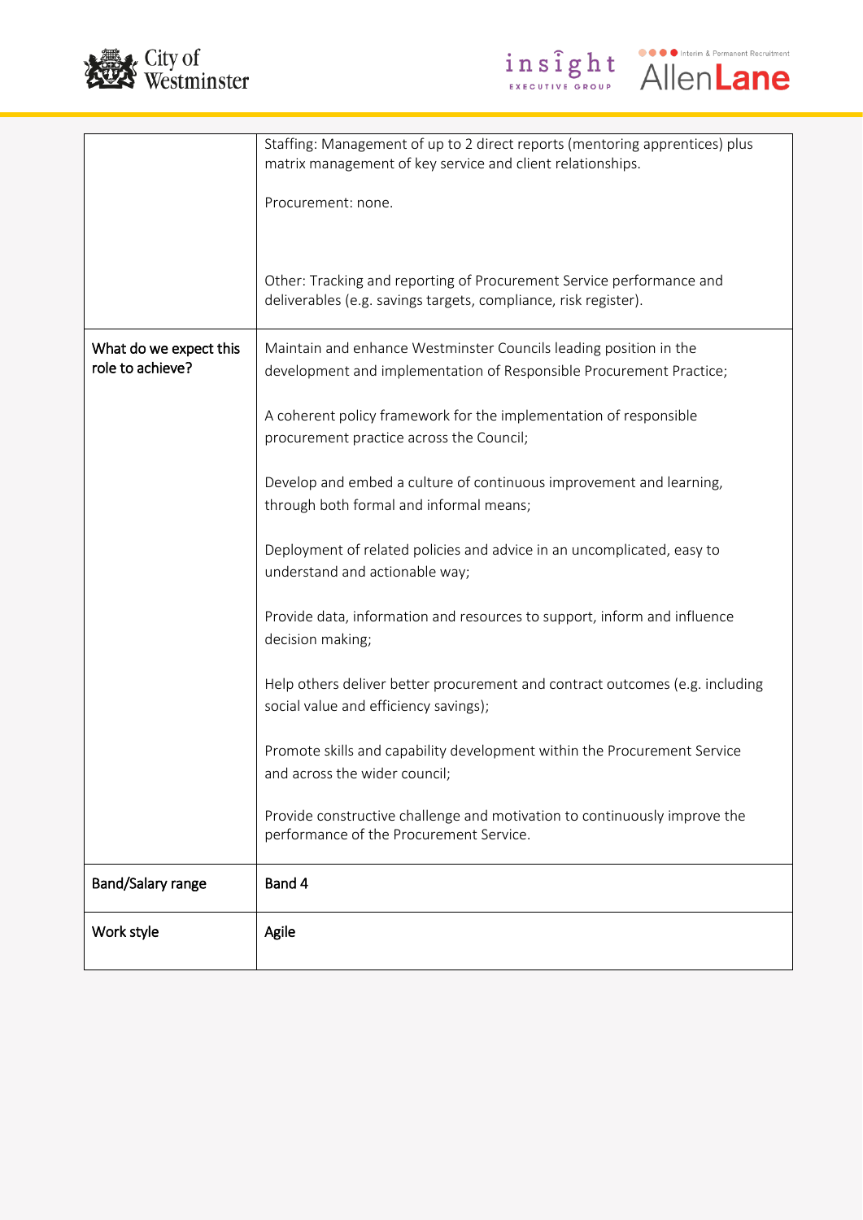| | |
|---|---|
| | Staffing: Management of up to 2 direct reports (mentoring apprentices) plus matrix management of key service and client relationships.<br><br>Procurement: none.<br><br>Other: Tracking and reporting of Procurement Service performance and deliverables (e.g. savings targets, compliance, risk register). |
| What do we expect this role to achieve? | Maintain and enhance Westminster Councils leading position in the development and implementation of Responsible Procurement Practice;<br><br>A coherent policy framework for the implementation of responsible procurement practice across the Council;<br><br>Develop and embed a culture of continuous improvement and learning, through both formal and informal means;<br><br>Deployment of related policies and advice in an uncomplicated, easy to understand and actionable way;<br><br>Provide data, information and resources to support, inform and influence decision making;<br><br>Help others deliver better procurement and contract outcomes (e.g. including social value and efficiency savings);<br><br>Promote skills and capability development within the Procurement Service and across the wider council;<br><br>Provide constructive challenge and motivation to continuously improve the performance of the Procurement Service. |
| Band/Salary range | Band 4 |
| Work style | Agile |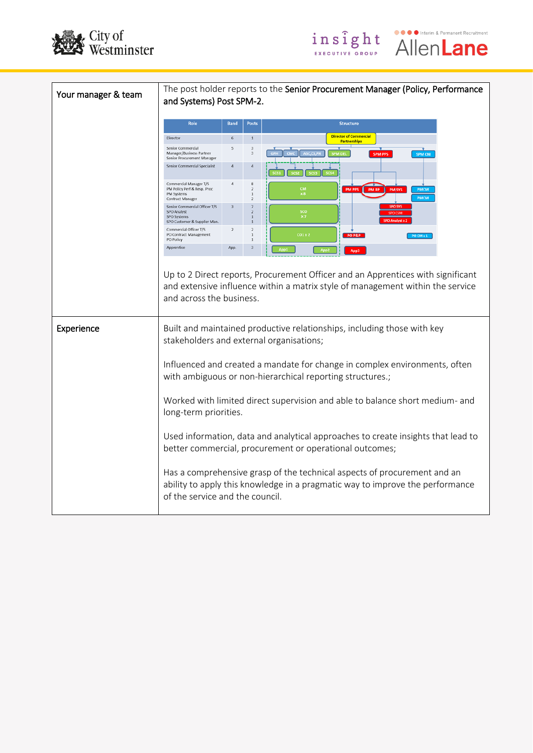| | |
|---|---|
| Your manager & team | The post holder reports to the Senior Procurement Manager (Policy, Performance and Systems) Post SPM-2.<br><br>Up to 2 Direct reports, Procurement Officer and an Apprentices with significant and extensive influence within a matrix style of management within the service and across the business. |
| Experience | Built and maintained productive relationships, including those with key stakeholders and external organisations;<br><br>Influenced and created a mandate for change in complex environments, often with ambiguous or non-hierarchical reporting structures.;<br><br>Worked with limited direct supervision and able to balance short medium- and long-term priorities.<br><br>Used information, data and analytical approaches to create insights that lead to better commercial, procurement or operational outcomes;<br><br>Has a comprehensive grasp of the technical aspects of procurement and an ability to apply this knowledge in a pragmatic way to improve the performance of the service and the council. |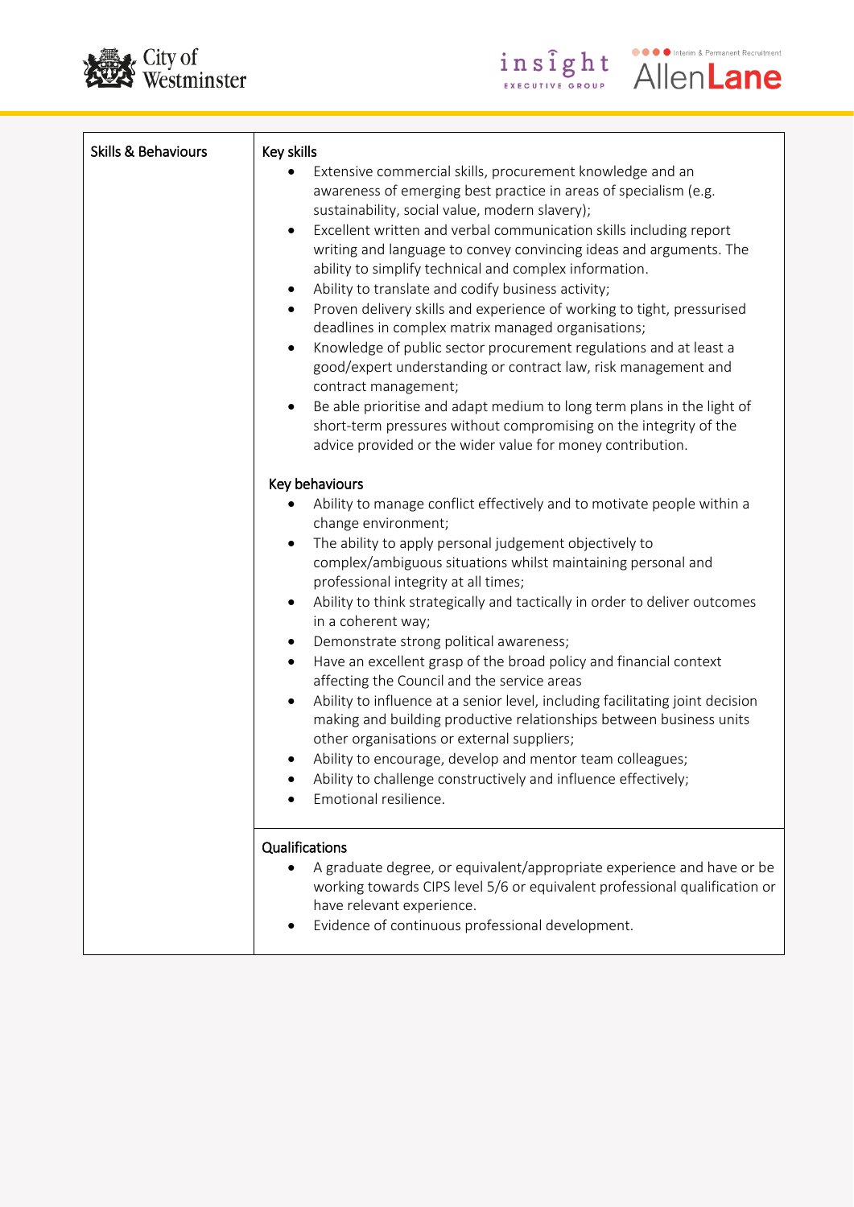| Skills & Behaviours | **Key skills**<br>• Extensive commercial skills, procurement knowledge and an awareness of emerging best practice in areas of specialism (e.g. sustainability, social value, modern slavery);<br>• Excellent written and verbal communication skills including report writing and language to convey convincing ideas and arguments. The ability to simplify technical and complex information.<br>• Ability to translate and codify business activity;<br>• Proven delivery skills and experience of working to tight, pressurised deadlines in complex matrix managed organisations;<br>• Knowledge of public sector procurement regulations and at least a good/expert understanding or contract law, risk management and contract management;<br>• Be able prioritise and adapt medium to long term plans in the light of short-term pressures without compromising on the integrity of the advice provided or the wider value for money contribution.<br><br>**Key behaviours**<br>• Ability to manage conflict effectively and to motivate people within a change environment;<br>• The ability to apply personal judgement objectively to complex/ambiguous situations whilst maintaining personal and professional integrity at all times;<br>• Ability to think strategically and tactically in order to deliver outcomes in a coherent way;<br>• Demonstrate strong political awareness;<br>• Have an excellent grasp of the broad policy and financial context affecting the Council and the service areas<br>• Ability to influence at a senior level, including facilitating joint decision making and building productive relationships between business units other organisations or external suppliers;<br>• Ability to encourage, develop and mentor team colleagues;<br>• Ability to challenge constructively and influence effectively;<br>• Emotional resilience. |
|---|---|
| | **Qualifications**<br>• A graduate degree, or equivalent/appropriate experience and have or be working towards CIPS level 5/6 or equivalent professional qualification or have relevant experience.<br>• Evidence of continuous professional development. |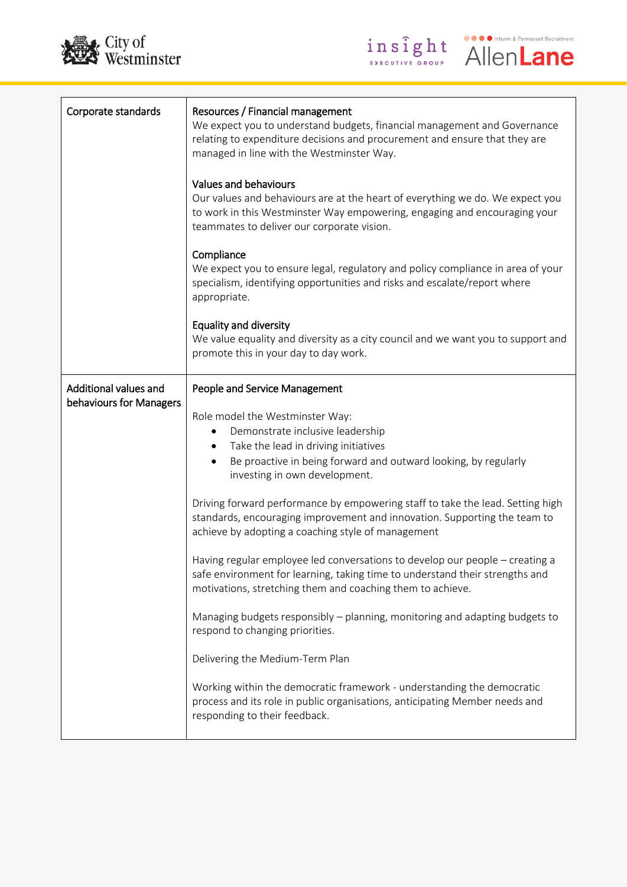| | |
|---|---|
| Corporate standards | **Resources / Financial management**<br>We expect you to understand budgets, financial management and Governance relating to expenditure decisions and procurement and ensure that they are managed in line with the Westminster Way.<br><br>**Values and behaviours**<br>Our values and behaviours are at the heart of everything we do. We expect you to work in this Westminster Way empowering, engaging and encouraging your teammates to deliver our corporate vision.<br><br>**Compliance**<br>We expect you to ensure legal, regulatory and policy compliance in area of your specialism, identifying opportunities and risks and escalate/report where appropriate.<br><br>**Equality and diversity**<br>We value equality and diversity as a city council and we want you to support and promote this in your day to day work. |
| Additional values and behaviours for Managers | **People and Service Management**<br><br>Role model the Westminster Way:<br>• Demonstrate inclusive leadership<br>• Take the lead in driving initiatives<br>• Be proactive in being forward and outward looking, by regularly investing in own development.<br><br>Driving forward performance by empowering staff to take the lead. Setting high standards, encouraging improvement and innovation. Supporting the team to achieve by adopting a coaching style of management<br><br>Having regular employee led conversations to develop our people – creating a safe environment for learning, taking time to understand their strengths and motivations, stretching them and coaching them to achieve.<br><br>Managing budgets responsibly – planning, monitoring and adapting budgets to respond to changing priorities.<br><br>Delivering the Medium-Term Plan<br><br>Working within the democratic framework - understanding the democratic process and its role in public organisations, anticipating Member needs and responding to their feedback. |